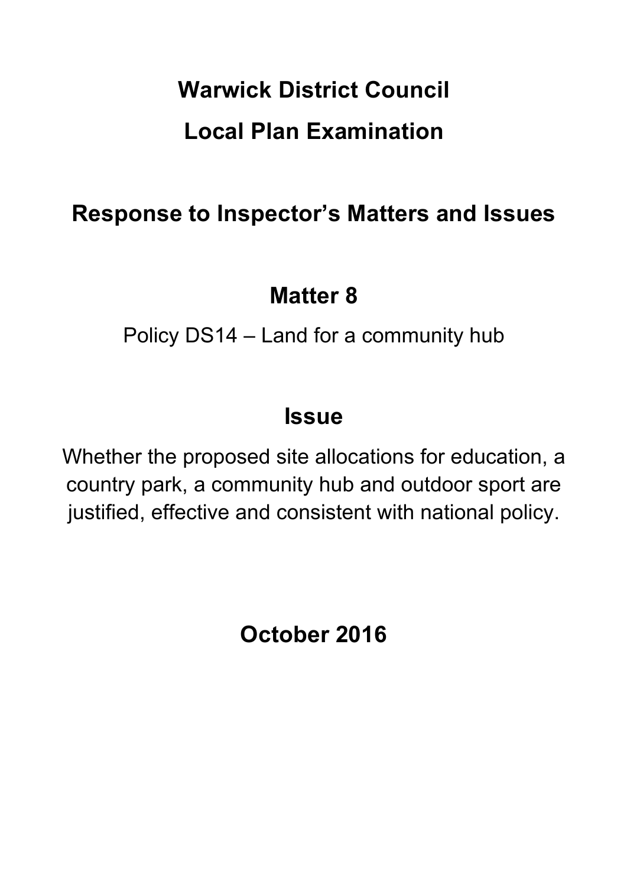# Warwick District Council

# Local Plan Examination

## Response to Inspector's Matters and Issues

## Matter 8

Policy DS14 – Land for a community hub

## Issue

Whether the proposed site allocations for education, a country park, a community hub and outdoor sport are justified, effective and consistent with national policy.

## October 2016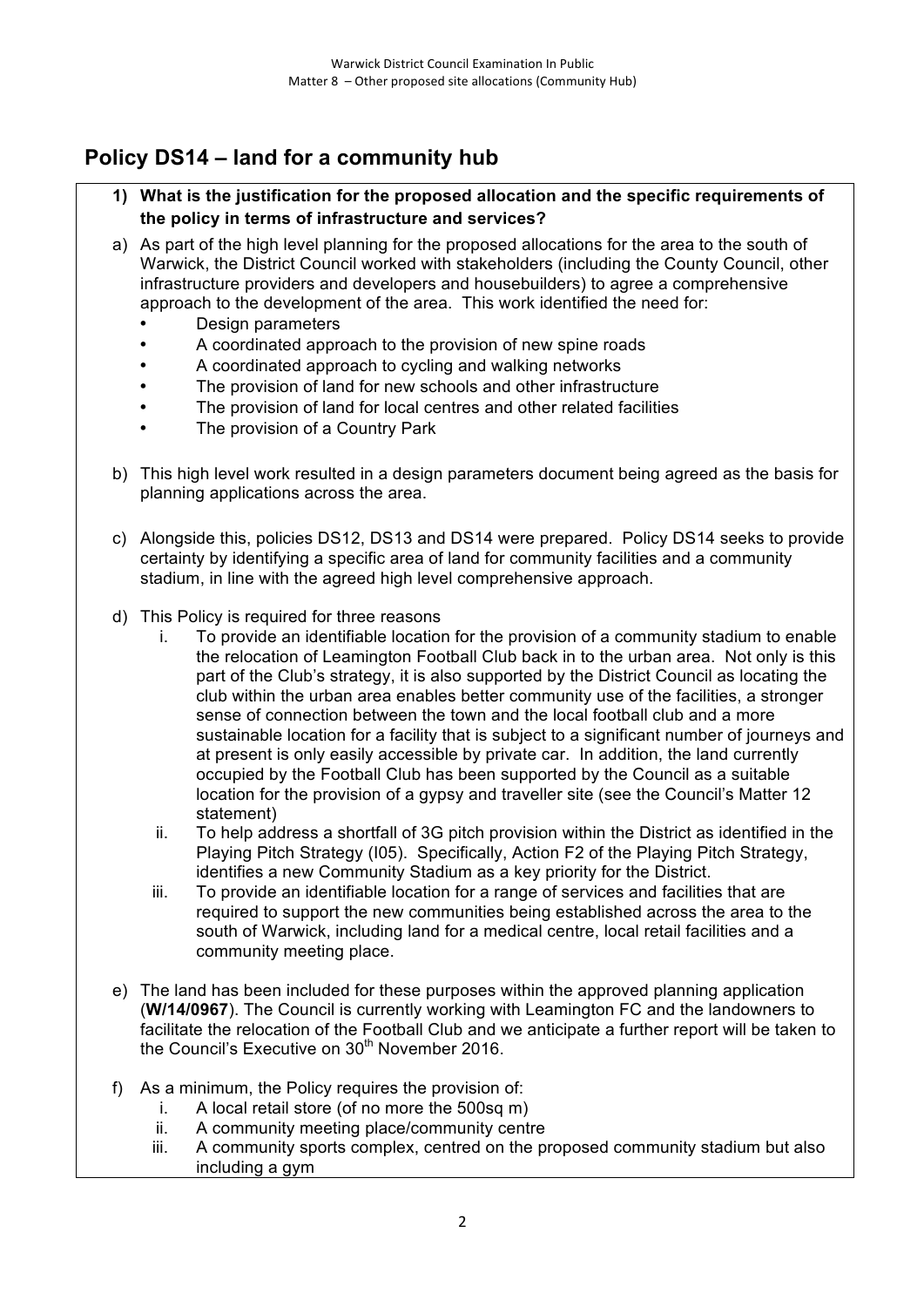## Policy DS14 – land for a community hub

**1) What is the justification for the proposed allocation and the specific requirements of the policy in terms of infrastructure and services?**

a) As part of the high level planning for the proposed allocations for the area to the south of Warwick, the District Council worked with stakeholders (including the County Council, other infrastructure providers and developers and housebuilders) to agree a comprehensive approach to the development of the area. This work identified the need for:
   - Design parameters
   - A coordinated approach to the provision of new spine roads
   - A coordinated approach to cycling and walking networks
   - The provision of land for new schools and other infrastructure
   - The provision of land for local centres and other related facilities
   - The provision of a Country Park

b) This high level work resulted in a design parameters document being agreed as the basis for planning applications across the area.

c) Alongside this, policies DS12, DS13 and DS14 were prepared. Policy DS14 seeks to provide certainty by identifying a specific area of land for community facilities and a community stadium, in line with the agreed high level comprehensive approach.

d) This Policy is required for three reasons
   i. To provide an identifiable location for the provision of a community stadium to enable the relocation of Leamington Football Club back in to the urban area. Not only is this part of the Club's strategy, it is also supported by the District Council as locating the club within the urban area enables better community use of the facilities, a stronger sense of connection between the town and the local football club and a more sustainable location for a facility that is subject to a significant number of journeys and at present is only easily accessible by private car. In addition, the land currently occupied by the Football Club has been supported by the Council as a suitable location for the provision of a gypsy and traveller site (see the Council's Matter 12 statement)
   ii. To help address a shortfall of 3G pitch provision within the District as identified in the Playing Pitch Strategy (I05). Specifically, Action F2 of the Playing Pitch Strategy, identifies a new Community Stadium as a key priority for the District.
   iii. To provide an identifiable location for a range of services and facilities that are required to support the new communities being established across the area to the south of Warwick, including land for a medical centre, local retail facilities and a community meeting place.

e) The land has been included for these purposes within the approved planning application (**W/14/0967**). The Council is currently working with Leamington FC and the landowners to facilitate the relocation of the Football Club and we anticipate a further report will be taken to the Council's Executive on 30th November 2016.

f) As a minimum, the Policy requires the provision of:
   i. A local retail store (of no more the 500sq m)
   ii. A community meeting place/community centre
   iii. A community sports complex, centred on the proposed community stadium but also including a gym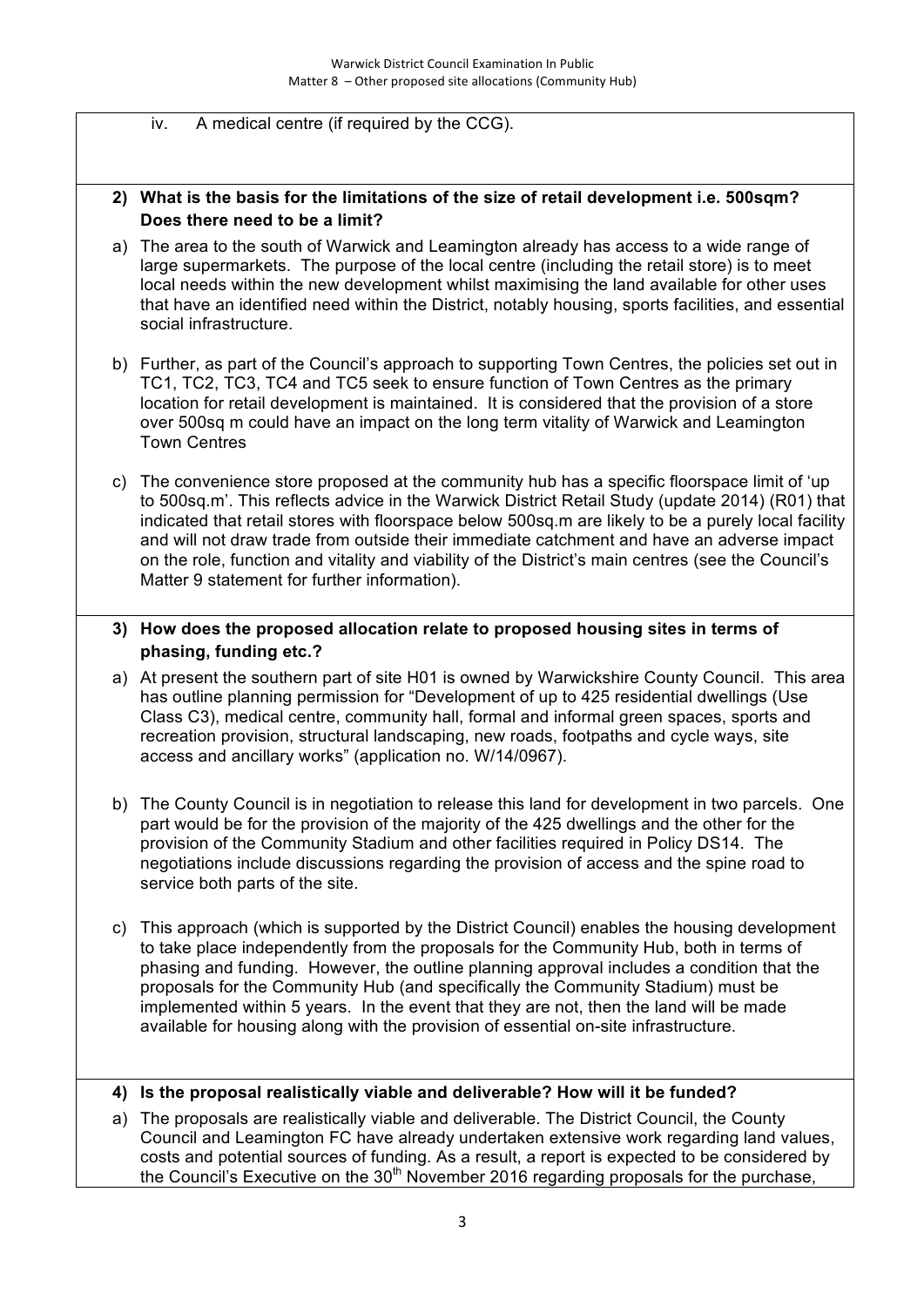iv. A medical centre (if required by the CCG).

**2) What is the basis for the limitations of the size of retail development i.e. 500sqm? Does there need to be a limit?**

a) The area to the south of Warwick and Leamington already has access to a wide range of large supermarkets. The purpose of the local centre (including the retail store) is to meet local needs within the new development whilst maximising the land available for other uses that have an identified need within the District, notably housing, sports facilities, and essential social infrastructure.

b) Further, as part of the Council's approach to supporting Town Centres, the policies set out in TC1, TC2, TC3, TC4 and TC5 seek to ensure function of Town Centres as the primary location for retail development is maintained. It is considered that the provision of a store over 500sq m could have an impact on the long term vitality of Warwick and Leamington Town Centres

c) The convenience store proposed at the community hub has a specific floorspace limit of 'up to 500sq.m'. This reflects advice in the Warwick District Retail Study (update 2014) (R01) that indicated that retail stores with floorspace below 500sq.m are likely to be a purely local facility and will not draw trade from outside their immediate catchment and have an adverse impact on the role, function and vitality and viability of the District's main centres (see the Council's Matter 9 statement for further information).

**3) How does the proposed allocation relate to proposed housing sites in terms of phasing, funding etc.?**

a) At present the southern part of site H01 is owned by Warwickshire County Council. This area has outline planning permission for "Development of up to 425 residential dwellings (Use Class C3), medical centre, community hall, formal and informal green spaces, sports and recreation provision, structural landscaping, new roads, footpaths and cycle ways, site access and ancillary works" (application no. W/14/0967).

b) The County Council is in negotiation to release this land for development in two parcels. One part would be for the provision of the majority of the 425 dwellings and the other for the provision of the Community Stadium and other facilities required in Policy DS14. The negotiations include discussions regarding the provision of access and the spine road to service both parts of the site.

c) This approach (which is supported by the District Council) enables the housing development to take place independently from the proposals for the Community Hub, both in terms of phasing and funding. However, the outline planning approval includes a condition that the proposals for the Community Hub (and specifically the Community Stadium) must be implemented within 5 years. In the event that they are not, then the land will be made available for housing along with the provision of essential on-site infrastructure.

**4) Is the proposal realistically viable and deliverable? How will it be funded?**

a) The proposals are realistically viable and deliverable. The District Council, the County Council and Leamington FC have already undertaken extensive work regarding land values, costs and potential sources of funding. As a result, a report is expected to be considered by the Council's Executive on the 30th November 2016 regarding proposals for the purchase,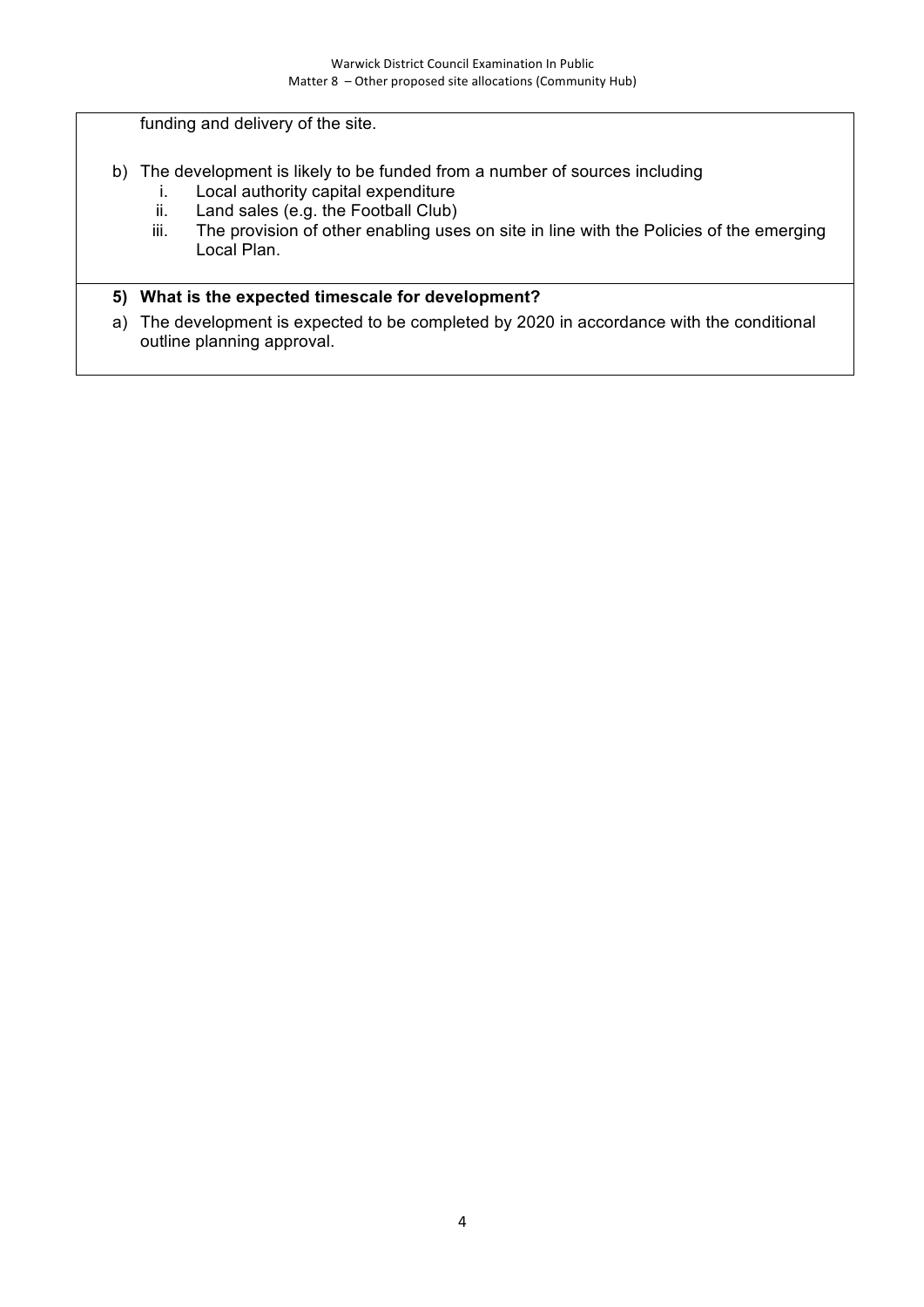funding and delivery of the site.

b) The development is likely to be funded from a number of sources including
   i. Local authority capital expenditure
   ii. Land sales (e.g. the Football Club)
   iii. The provision of other enabling uses on site in line with the Policies of the emerging Local Plan.

**5) What is the expected timescale for development?**

a) The development is expected to be completed by 2020 in accordance with the conditional outline planning approval.